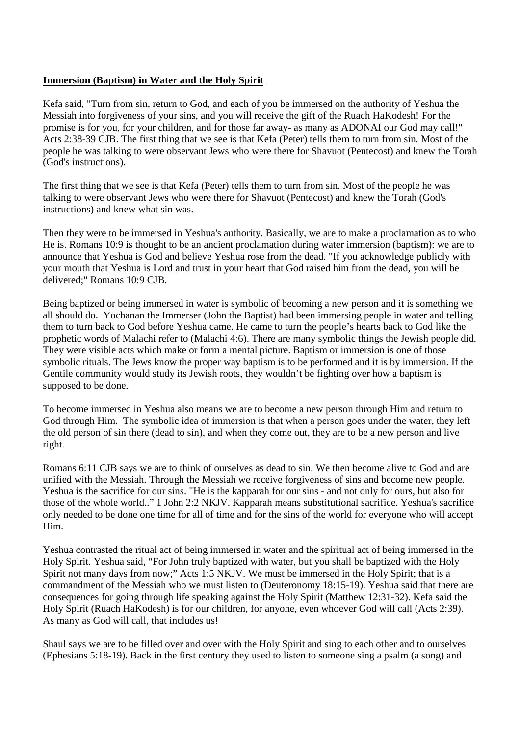**Immersion (Baptism) in Water and the Holy Spirit**

Kefa said, "Turn from sin, return to God, and each of you be immersed on the authority of Yeshua the Messiah into forgiveness of your sins, and you will receive the gift of the Ruach HaKodesh! For the promise is for you, for your children, and for those far away- as many as ADONAI our God may call!" Acts 2:38-39 CJB. The first thing that we see is that Kefa (Peter) tells them to turn from sin. Most of the people he was talking to were observant Jews who were there for Shavuot (Pentecost) and knew the Torah (God's instructions).

The first thing that we see is that Kefa (Peter) tells them to turn from sin. Most of the people he was talking to were observant Jews who were there for Shavuot (Pentecost) and knew the Torah (God's instructions) and knew what sin was.

Then they were to be immersed in Yeshua's authority. Basically, we are to make a proclamation as to who He is. Romans 10:9 is thought to be an ancient proclamation during water immersion (baptism): we are to announce that Yeshua is God and believe Yeshua rose from the dead. "If you acknowledge publicly with your mouth that Yeshua is Lord and trust in your heart that God raised him from the dead, you will be delivered;" Romans 10:9 CJB.

Being baptized or being immersed in water is symbolic of becoming a new person and it is something we all should do. Yochanan the Immerser (John the Baptist) had been immersing people in water and telling them to turn back to God before Yeshua came. He came to turn the people's hearts back to God like the prophetic words of Malachi refer to (Malachi 4:6). There are many symbolic things the Jewish people did. They were visible acts which make or form a mental picture. Baptism or immersion is one of those symbolic rituals. The Jews know the proper way baptism is to be performed and it is by immersion. If the Gentile community would study its Jewish roots, they wouldn't be fighting over how a baptism is supposed to be done.

To become immersed in Yeshua also means we are to become a new person through Him and return to God through Him. The symbolic idea of immersion is that when a person goes under the water, they left the old person of sin there (dead to sin), and when they come out, they are to be a new person and live right.

Romans 6:11 CJB says we are to think of ourselves as dead to sin. We then become alive to God and are unified with the Messiah. Through the Messiah we receive forgiveness of sins and become new people. Yeshua is the sacrifice for our sins. "He is the kapparah for our sins - and not only for ours, but also for those of the whole world.." 1 John 2:2 NKJV. Kapparah means substitutional sacrifice. Yeshua's sacrifice only needed to be done one time for all of time and for the sins of the world for everyone who will accept Him.

Yeshua contrasted the ritual act of being immersed in water and the spiritual act of being immersed in the Holy Spirit. Yeshua said, "For John truly baptized with water, but you shall be baptized with the Holy Spirit not many days from now;" Acts 1:5 NKJV. We must be immersed in the Holy Spirit; that is a commandment of the Messiah who we must listen to (Deuteronomy 18:15-19). Yeshua said that there are consequences for going through life speaking against the Holy Spirit (Matthew 12:31-32). Kefa said the Holy Spirit (Ruach HaKodesh) is for our children, for anyone, even whoever God will call (Acts 2:39). As many as God will call, that includes us!

Shaul says we are to be filled over and over with the Holy Spirit and sing to each other and to ourselves (Ephesians 5:18-19). Back in the first century they used to listen to someone sing a psalm (a song) and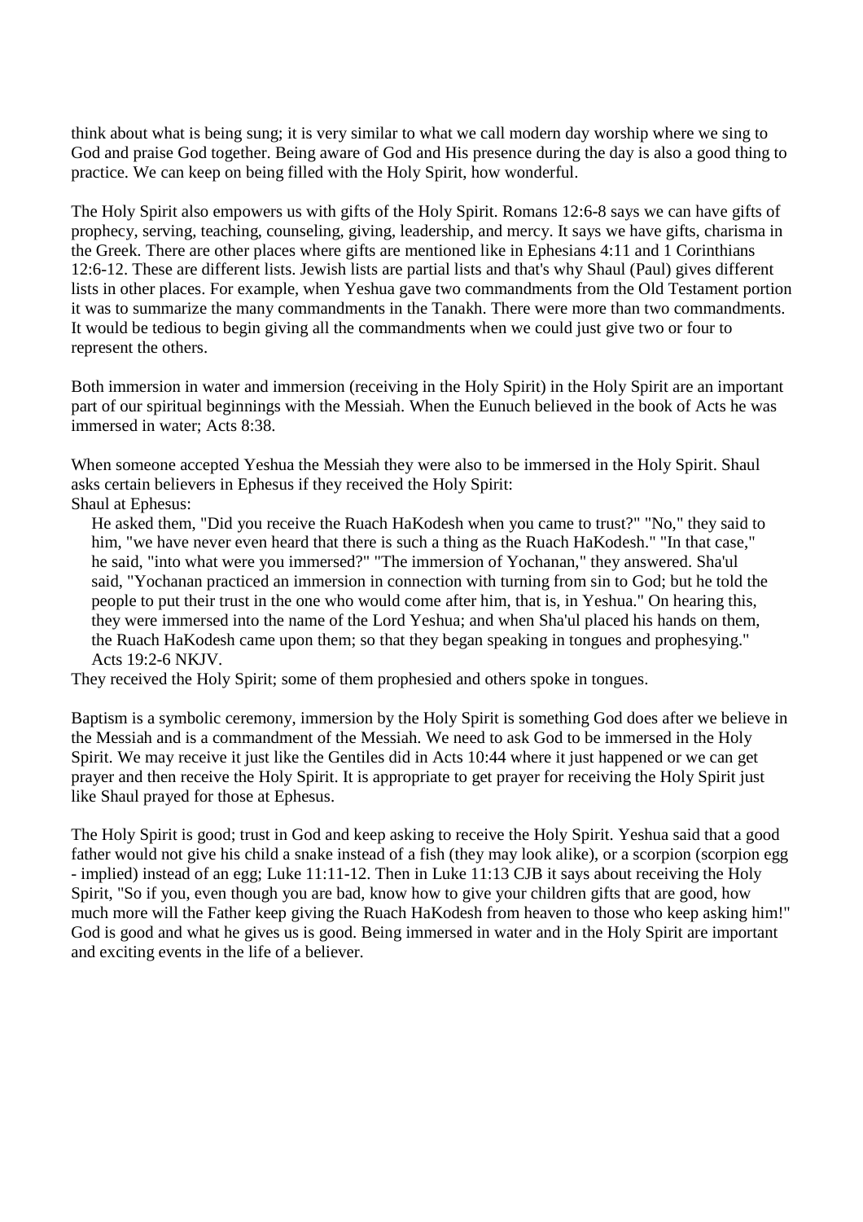think about what is being sung; it is very similar to what we call modern day worship where we sing to God and praise God together. Being aware of God and His presence during the day is also a good thing to practice. We can keep on being filled with the Holy Spirit, how wonderful.

The Holy Spirit also empowers us with gifts of the Holy Spirit. Romans 12:6-8 says we can have gifts of prophecy, serving, teaching, counseling, giving, leadership, and mercy. It says we have gifts, charisma in the Greek. There are other places where gifts are mentioned like in Ephesians 4:11 and 1 Corinthians 12:6-12. These are different lists. Jewish lists are partial lists and that's why Shaul (Paul) gives different lists in other places. For example, when Yeshua gave two commandments from the Old Testament portion it was to summarize the many commandments in the Tanakh. There were more than two commandments. It would be tedious to begin giving all the commandments when we could just give two or four to represent the others.

Both immersion in water and immersion (receiving in the Holy Spirit) in the Holy Spirit are an important part of our spiritual beginnings with the Messiah. When the Eunuch believed in the book of Acts he was immersed in water; Acts 8:38.

When someone accepted Yeshua the Messiah they were also to be immersed in the Holy Spirit. Shaul asks certain believers in Ephesus if they received the Holy Spirit:
Shaul at Ephesus:

> He asked them, "Did you receive the Ruach HaKodesh when you came to trust?" "No," they said to him, "we have never even heard that there is such a thing as the Ruach HaKodesh." "In that case," he said, "into what were you immersed?" "The immersion of Yochanan," they answered. Sha'ul said, "Yochanan practiced an immersion in connection with turning from sin to God; but he told the people to put their trust in the one who would come after him, that is, in Yeshua." On hearing this, they were immersed into the name of the Lord Yeshua; and when Sha'ul placed his hands on them, the Ruach HaKodesh came upon them; so that they began speaking in tongues and prophesying." Acts 19:2-6 NKJV.

They received the Holy Spirit; some of them prophesied and others spoke in tongues.

Baptism is a symbolic ceremony, immersion by the Holy Spirit is something God does after we believe in the Messiah and is a commandment of the Messiah. We need to ask God to be immersed in the Holy Spirit. We may receive it just like the Gentiles did in Acts 10:44 where it just happened or we can get prayer and then receive the Holy Spirit. It is appropriate to get prayer for receiving the Holy Spirit just like Shaul prayed for those at Ephesus.

The Holy Spirit is good; trust in God and keep asking to receive the Holy Spirit. Yeshua said that a good father would not give his child a snake instead of a fish (they may look alike), or a scorpion (scorpion egg - implied) instead of an egg; Luke 11:11-12. Then in Luke 11:13 CJB it says about receiving the Holy Spirit, "So if you, even though you are bad, know how to give your children gifts that are good, how much more will the Father keep giving the Ruach HaKodesh from heaven to those who keep asking him!" God is good and what he gives us is good. Being immersed in water and in the Holy Spirit are important and exciting events in the life of a believer.